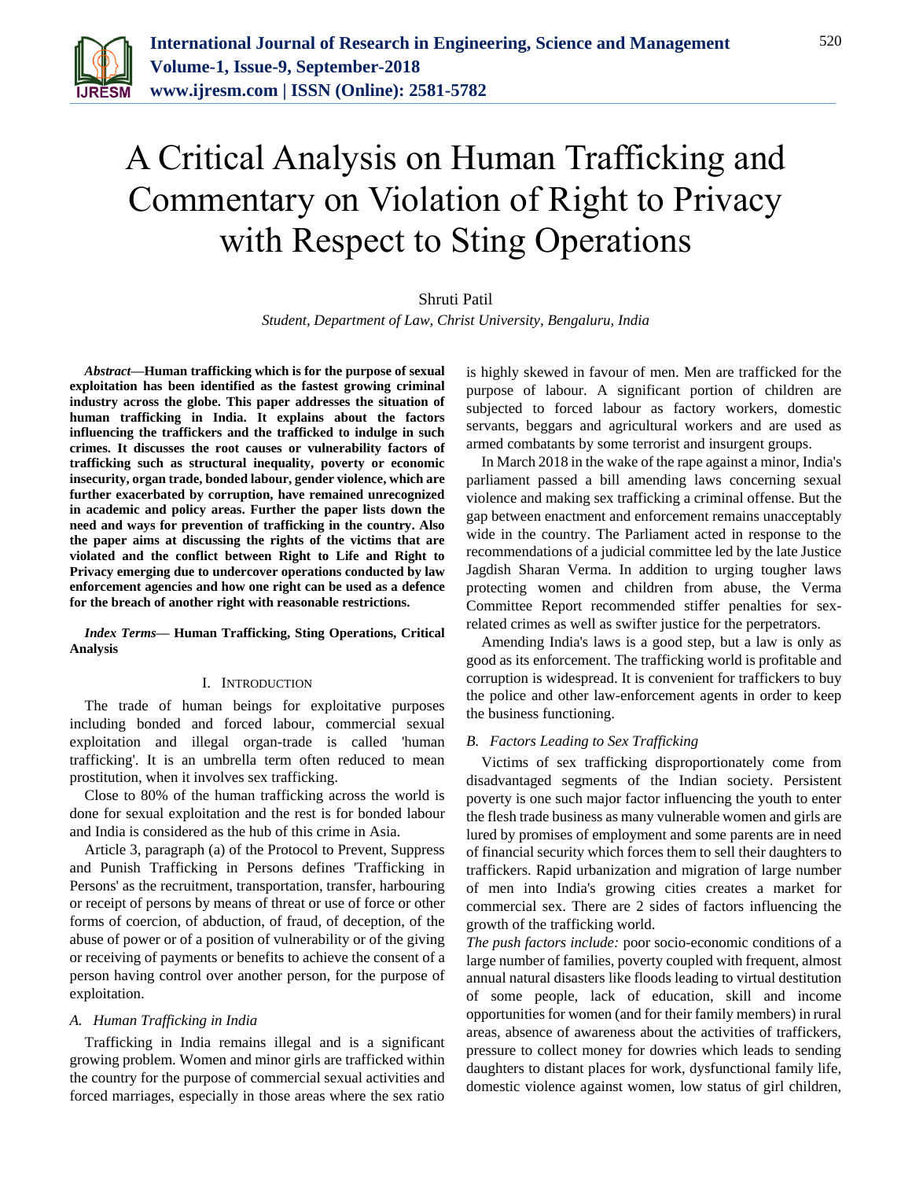# A Critical Analysis on Human Trafficking and Commentary on Violation of Right to Privacy with Respect to Sting Operations

Shruti Patil

*Student, Department of Law, Christ University, Bengaluru, India*

***Abstract*—Human trafficking which is for the purpose of sexual exploitation has been identified as the fastest growing criminal industry across the globe. This paper addresses the situation of human trafficking in India. It explains about the factors influencing the traffickers and the trafficked to indulge in such crimes. It discusses the root causes or vulnerability factors of trafficking such as structural inequality, poverty or economic insecurity, organ trade, bonded labour, gender violence, which are further exacerbated by corruption, have remained unrecognized in academic and policy areas. Further the paper lists down the need and ways for prevention of trafficking in the country. Also the paper aims at discussing the rights of the victims that are violated and the conflict between Right to Life and Right to Privacy emerging due to undercover operations conducted by law enforcement agencies and how one right can be used as a defence for the breach of another right with reasonable restrictions.**

***Index Terms*— Human Trafficking, Sting Operations, Critical Analysis**

## I. Introduction

The trade of human beings for exploitative purposes including bonded and forced labour, commercial sexual exploitation and illegal organ-trade is called 'human trafficking'. It is an umbrella term often reduced to mean prostitution, when it involves sex trafficking.

Close to 80% of the human trafficking across the world is done for sexual exploitation and the rest is for bonded labour and India is considered as the hub of this crime in Asia.

Article 3, paragraph (a) of the Protocol to Prevent, Suppress and Punish Trafficking in Persons defines 'Trafficking in Persons' as the recruitment, transportation, transfer, harbouring or receipt of persons by means of threat or use of force or other forms of coercion, of abduction, of fraud, of deception, of the abuse of power or of a position of vulnerability or of the giving or receiving of payments or benefits to achieve the consent of a person having control over another person, for the purpose of exploitation.

### *A. Human Trafficking in India*

Trafficking in India remains illegal and is a significant growing problem. Women and minor girls are trafficked within the country for the purpose of commercial sexual activities and forced marriages, especially in those areas where the sex ratio is highly skewed in favour of men. Men are trafficked for the purpose of labour. A significant portion of children are subjected to forced labour as factory workers, domestic servants, beggars and agricultural workers and are used as armed combatants by some terrorist and insurgent groups.

In March 2018 in the wake of the rape against a minor, India's parliament passed a bill amending laws concerning sexual violence and making sex trafficking a criminal offense. But the gap between enactment and enforcement remains unacceptably wide in the country. The Parliament acted in response to the recommendations of a judicial committee led by the late Justice Jagdish Sharan Verma. In addition to urging tougher laws protecting women and children from abuse, the Verma Committee Report recommended stiffer penalties for sex-related crimes as well as swifter justice for the perpetrators.

Amending India's laws is a good step, but a law is only as good as its enforcement. The trafficking world is profitable and corruption is widespread. It is convenient for traffickers to buy the police and other law-enforcement agents in order to keep the business functioning.

### *B. Factors Leading to Sex Trafficking*

Victims of sex trafficking disproportionately come from disadvantaged segments of the Indian society. Persistent poverty is one such major factor influencing the youth to enter the flesh trade business as many vulnerable women and girls are lured by promises of employment and some parents are in need of financial security which forces them to sell their daughters to traffickers. Rapid urbanization and migration of large number of men into India's growing cities creates a market for commercial sex. There are 2 sides of factors influencing the growth of the trafficking world.

*The push factors include:* poor socio-economic conditions of a large number of families, poverty coupled with frequent, almost annual natural disasters like floods leading to virtual destitution of some people, lack of education, skill and income opportunities for women (and for their family members) in rural areas, absence of awareness about the activities of traffickers, pressure to collect money for dowries which leads to sending daughters to distant places for work, dysfunctional family life, domestic violence against women, low status of girl children,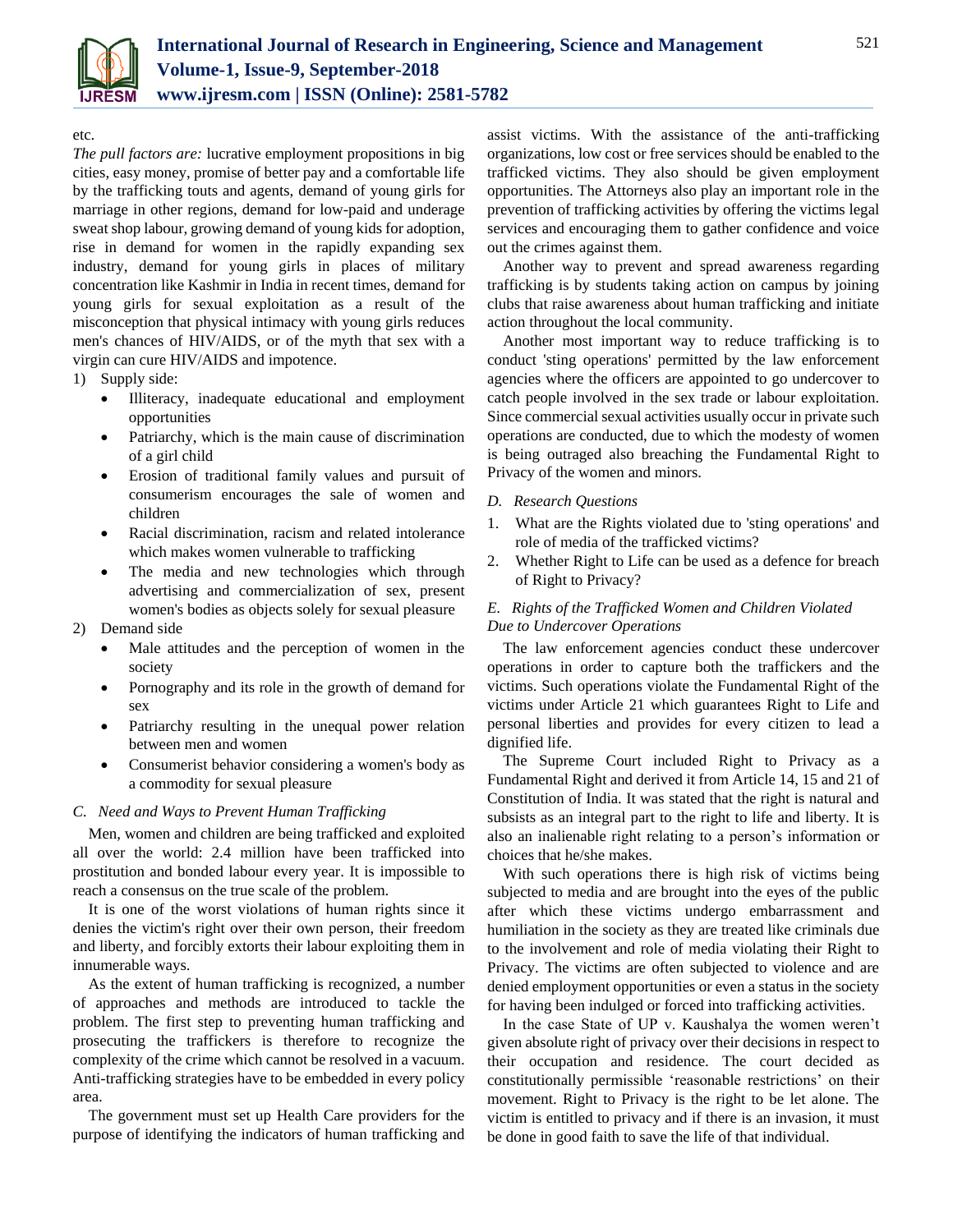etc.

*The pull factors are:* lucrative employment propositions in big cities, easy money, promise of better pay and a comfortable life by the trafficking touts and agents, demand of young girls for marriage in other regions, demand for low-paid and underage sweat shop labour, growing demand of young kids for adoption, rise in demand for women in the rapidly expanding sex industry, demand for young girls in places of military concentration like Kashmir in India in recent times, demand for young girls for sexual exploitation as a result of the misconception that physical intimacy with young girls reduces men's chances of HIV/AIDS, or of the myth that sex with a virgin can cure HIV/AIDS and impotence.

1) Supply side:
   - Illiteracy, inadequate educational and employment opportunities
   - Patriarchy, which is the main cause of discrimination of a girl child
   - Erosion of traditional family values and pursuit of consumerism encourages the sale of women and children
   - Racial discrimination, racism and related intolerance which makes women vulnerable to trafficking
   - The media and new technologies which through advertising and commercialization of sex, present women's bodies as objects solely for sexual pleasure
2) Demand side
   - Male attitudes and the perception of women in the society
   - Pornography and its role in the growth of demand for sex
   - Patriarchy resulting in the unequal power relation between men and women
   - Consumerist behavior considering a women's body as a commodity for sexual pleasure

### *C. Need and Ways to Prevent Human Trafficking*

Men, women and children are being trafficked and exploited all over the world: 2.4 million have been trafficked into prostitution and bonded labour every year. It is impossible to reach a consensus on the true scale of the problem.

It is one of the worst violations of human rights since it denies the victim's right over their own person, their freedom and liberty, and forcibly extorts their labour exploiting them in innumerable ways.

As the extent of human trafficking is recognized, a number of approaches and methods are introduced to tackle the problem. The first step to preventing human trafficking and prosecuting the traffickers is therefore to recognize the complexity of the crime which cannot be resolved in a vacuum. Anti-trafficking strategies have to be embedded in every policy area.

The government must set up Health Care providers for the purpose of identifying the indicators of human trafficking and assist victims. With the assistance of the anti-trafficking organizations, low cost or free services should be enabled to the trafficked victims. They also should be given employment opportunities. The Attorneys also play an important role in the prevention of trafficking activities by offering the victims legal services and encouraging them to gather confidence and voice out the crimes against them.

Another way to prevent and spread awareness regarding trafficking is by students taking action on campus by joining clubs that raise awareness about human trafficking and initiate action throughout the local community.

Another most important way to reduce trafficking is to conduct 'sting operations' permitted by the law enforcement agencies where the officers are appointed to go undercover to catch people involved in the sex trade or labour exploitation. Since commercial sexual activities usually occur in private such operations are conducted, due to which the modesty of women is being outraged also breaching the Fundamental Right to Privacy of the women and minors.

### *D. Research Questions*

1. What are the Rights violated due to 'sting operations' and role of media of the trafficked victims?
2. Whether Right to Life can be used as a defence for breach of Right to Privacy?

### *E. Rights of the Trafficked Women and Children Violated Due to Undercover Operations*

The law enforcement agencies conduct these undercover operations in order to capture both the traffickers and the victims. Such operations violate the Fundamental Right of the victims under Article 21 which guarantees Right to Life and personal liberties and provides for every citizen to lead a dignified life.

The Supreme Court included Right to Privacy as a Fundamental Right and derived it from Article 14, 15 and 21 of Constitution of India. It was stated that the right is natural and subsists as an integral part to the right to life and liberty. It is also an inalienable right relating to a person's information or choices that he/she makes.

With such operations there is high risk of victims being subjected to media and are brought into the eyes of the public after which these victims undergo embarrassment and humiliation in the society as they are treated like criminals due to the involvement and role of media violating their Right to Privacy. The victims are often subjected to violence and are denied employment opportunities or even a status in the society for having been indulged or forced into trafficking activities.

In the case State of UP v. Kaushalya the women weren't given absolute right of privacy over their decisions in respect to their occupation and residence. The court decided as constitutionally permissible 'reasonable restrictions' on their movement. Right to Privacy is the right to be let alone. The victim is entitled to privacy and if there is an invasion, it must be done in good faith to save the life of that individual.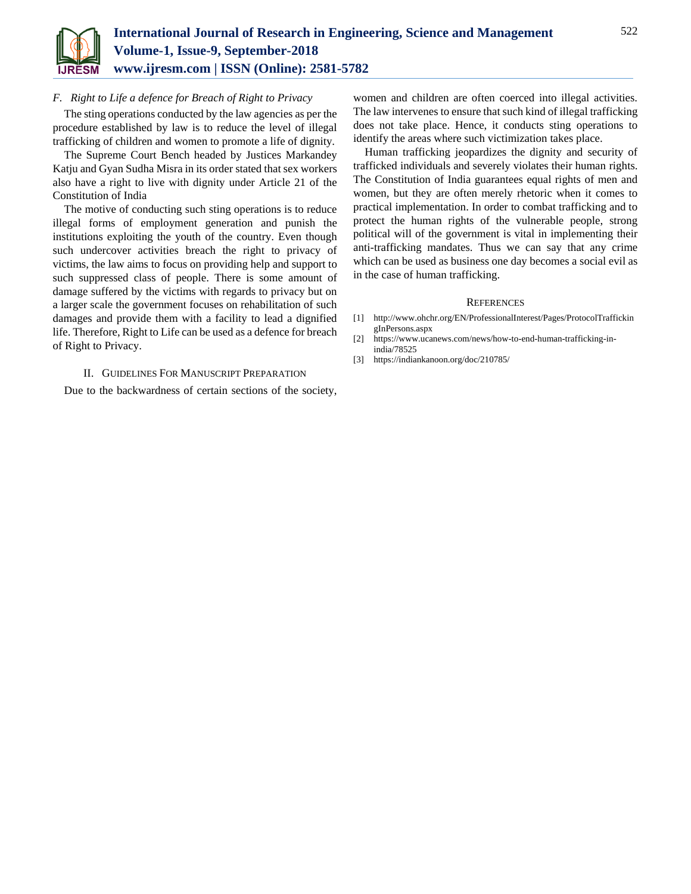### *F. Right to Life a defence for Breach of Right to Privacy*

The sting operations conducted by the law agencies as per the procedure established by law is to reduce the level of illegal trafficking of children and women to promote a life of dignity.

The Supreme Court Bench headed by Justices Markandey Katju and Gyan Sudha Misra in its order stated that sex workers also have a right to live with dignity under Article 21 of the Constitution of India

The motive of conducting such sting operations is to reduce illegal forms of employment generation and punish the institutions exploiting the youth of the country. Even though such undercover activities breach the right to privacy of victims, the law aims to focus on providing help and support to such suppressed class of people. There is some amount of damage suffered by the victims with regards to privacy but on a larger scale the government focuses on rehabilitation of such damages and provide them with a facility to lead a dignified life. Therefore, Right to Life can be used as a defence for breach of Right to Privacy.

## II. Guidelines For Manuscript Preparation

Due to the backwardness of certain sections of the society, women and children are often coerced into illegal activities. The law intervenes to ensure that such kind of illegal trafficking does not take place. Hence, it conducts sting operations to identify the areas where such victimization takes place.

Human trafficking jeopardizes the dignity and security of trafficked individuals and severely violates their human rights. The Constitution of India guarantees equal rights of men and women, but they are often merely rhetoric when it comes to practical implementation. In order to combat trafficking and to protect the human rights of the vulnerable people, strong political will of the government is vital in implementing their anti-trafficking mandates. Thus we can say that any crime which can be used as business one day becomes a social evil as in the case of human trafficking.

## References

[1] http://www.ohchr.org/EN/ProfessionalInterest/Pages/ProtocolTraffickingInPersons.aspx

[2] https://www.ucanews.com/news/how-to-end-human-trafficking-in-india/78525

[3] https://indiankanoon.org/doc/210785/